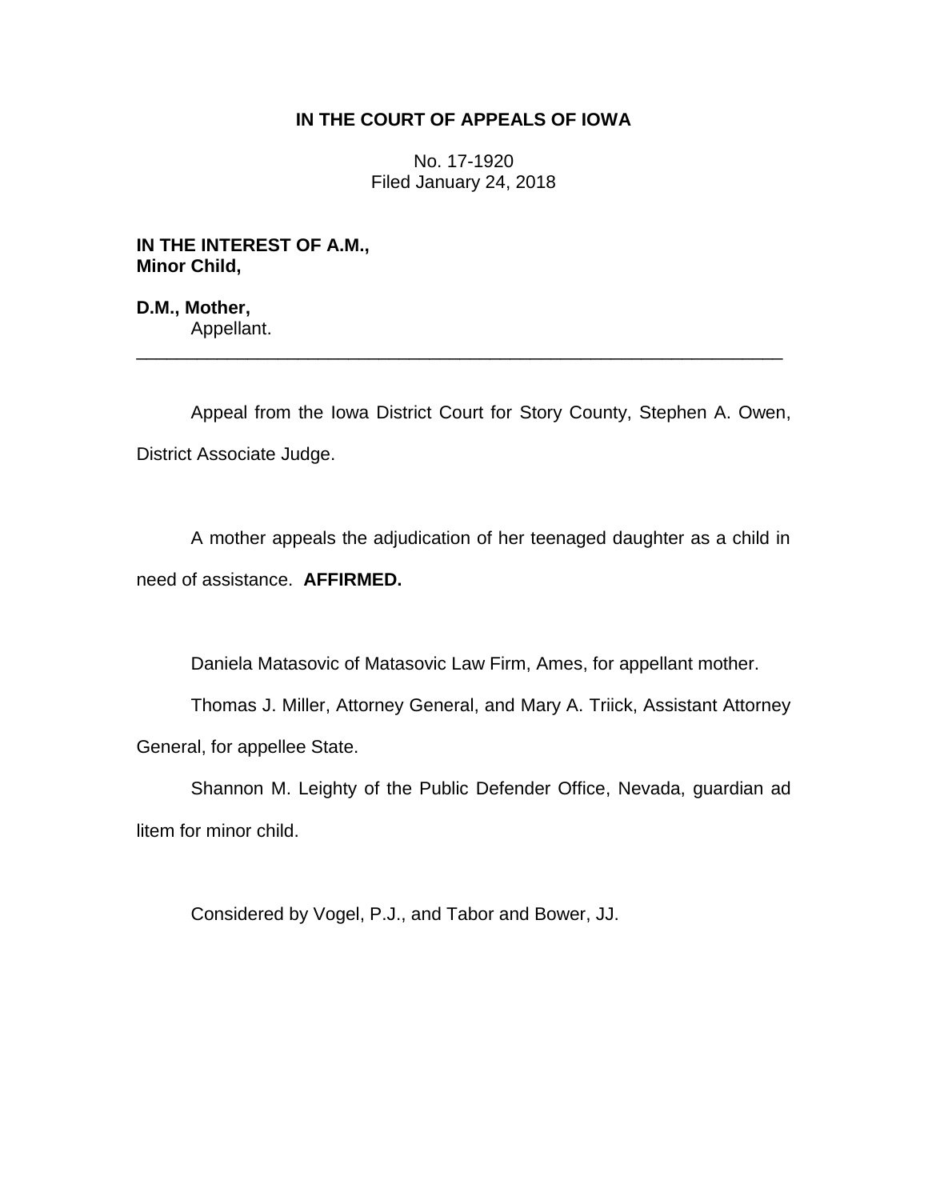**IN THE COURT OF APPEALS OF IOWA**

No. 17-1920
Filed January 24, 2018

**IN THE INTEREST OF A.M., Minor Child,**

**D.M., Mother,**
Appellant.

---

Appeal from the Iowa District Court for Story County, Stephen A. Owen, District Associate Judge.

A mother appeals the adjudication of her teenaged daughter as a child in need of assistance. **AFFIRMED.**

Daniela Matasovic of Matasovic Law Firm, Ames, for appellant mother.

Thomas J. Miller, Attorney General, and Mary A. Triick, Assistant Attorney General, for appellee State.

Shannon M. Leighty of the Public Defender Office, Nevada, guardian ad litem for minor child.

Considered by Vogel, P.J., and Tabor and Bower, JJ.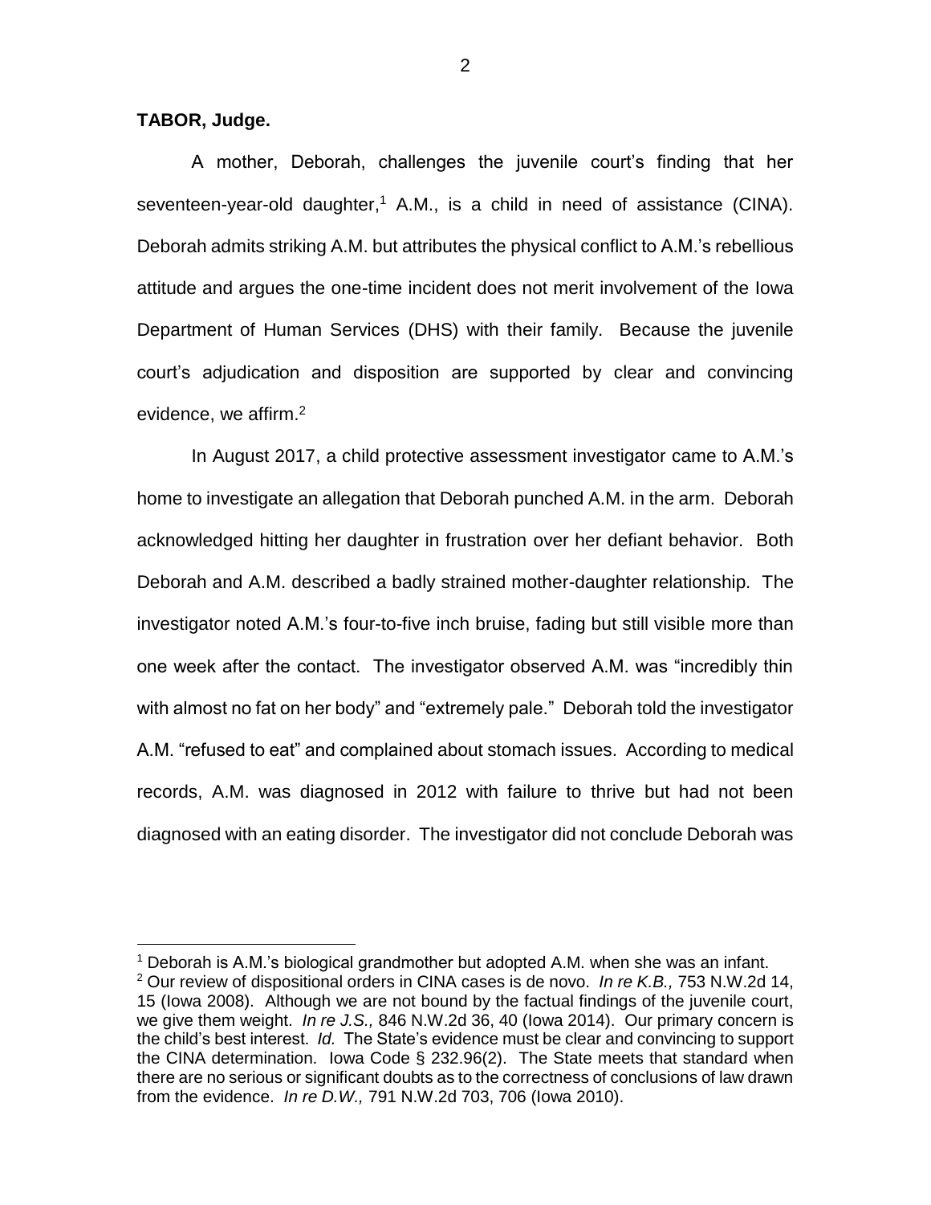**TABOR, Judge.**

A mother, Deborah, challenges the juvenile court's finding that her seventeen-year-old daughter,[1] A.M., is a child in need of assistance (CINA). Deborah admits striking A.M. but attributes the physical conflict to A.M.'s rebellious attitude and argues the one-time incident does not merit involvement of the Iowa Department of Human Services (DHS) with their family. Because the juvenile court's adjudication and disposition are supported by clear and convincing evidence, we affirm.[2]

In August 2017, a child protective assessment investigator came to A.M.'s home to investigate an allegation that Deborah punched A.M. in the arm. Deborah acknowledged hitting her daughter in frustration over her defiant behavior. Both Deborah and A.M. described a badly strained mother-daughter relationship. The investigator noted A.M.'s four-to-five inch bruise, fading but still visible more than one week after the contact. The investigator observed A.M. was "incredibly thin with almost no fat on her body" and "extremely pale." Deborah told the investigator A.M. "refused to eat" and complained about stomach issues. According to medical records, A.M. was diagnosed in 2012 with failure to thrive but had not been diagnosed with an eating disorder. The investigator did not conclude Deborah was

---

[1] Deborah is A.M.'s biological grandmother but adopted A.M. when she was an infant.

[2] Our review of dispositional orders in CINA cases is de novo. *In re K.B.,* 753 N.W.2d 14, 15 (Iowa 2008). Although we are not bound by the factual findings of the juvenile court, we give them weight. *In re J.S.,* 846 N.W.2d 36, 40 (Iowa 2014). Our primary concern is the child's best interest. *Id.* The State's evidence must be clear and convincing to support the CINA determination. Iowa Code § 232.96(2). The State meets that standard when there are no serious or significant doubts as to the correctness of conclusions of law drawn from the evidence. *In re D.W.,* 791 N.W.2d 703, 706 (Iowa 2010).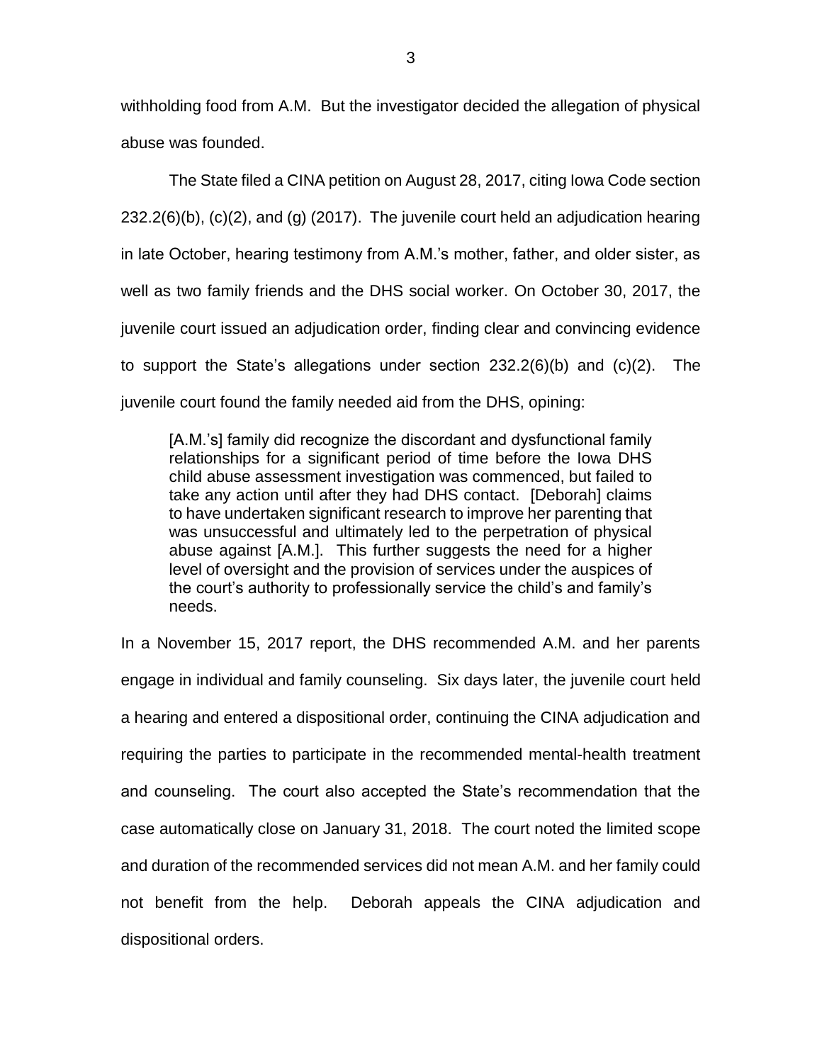withholding food from A.M. But the investigator decided the allegation of physical abuse was founded.

The State filed a CINA petition on August 28, 2017, citing Iowa Code section 232.2(6)(b), (c)(2), and (g) (2017). The juvenile court held an adjudication hearing in late October, hearing testimony from A.M.'s mother, father, and older sister, as well as two family friends and the DHS social worker. On October 30, 2017, the juvenile court issued an adjudication order, finding clear and convincing evidence to support the State's allegations under section 232.2(6)(b) and (c)(2). The juvenile court found the family needed aid from the DHS, opining:

> [A.M.'s] family did recognize the discordant and dysfunctional family relationships for a significant period of time before the Iowa DHS child abuse assessment investigation was commenced, but failed to take any action until after they had DHS contact. [Deborah] claims to have undertaken significant research to improve her parenting that was unsuccessful and ultimately led to the perpetration of physical abuse against [A.M.]. This further suggests the need for a higher level of oversight and the provision of services under the auspices of the court's authority to professionally service the child's and family's needs.

In a November 15, 2017 report, the DHS recommended A.M. and her parents engage in individual and family counseling. Six days later, the juvenile court held a hearing and entered a dispositional order, continuing the CINA adjudication and requiring the parties to participate in the recommended mental-health treatment and counseling. The court also accepted the State's recommendation that the case automatically close on January 31, 2018. The court noted the limited scope and duration of the recommended services did not mean A.M. and her family could not benefit from the help. Deborah appeals the CINA adjudication and dispositional orders.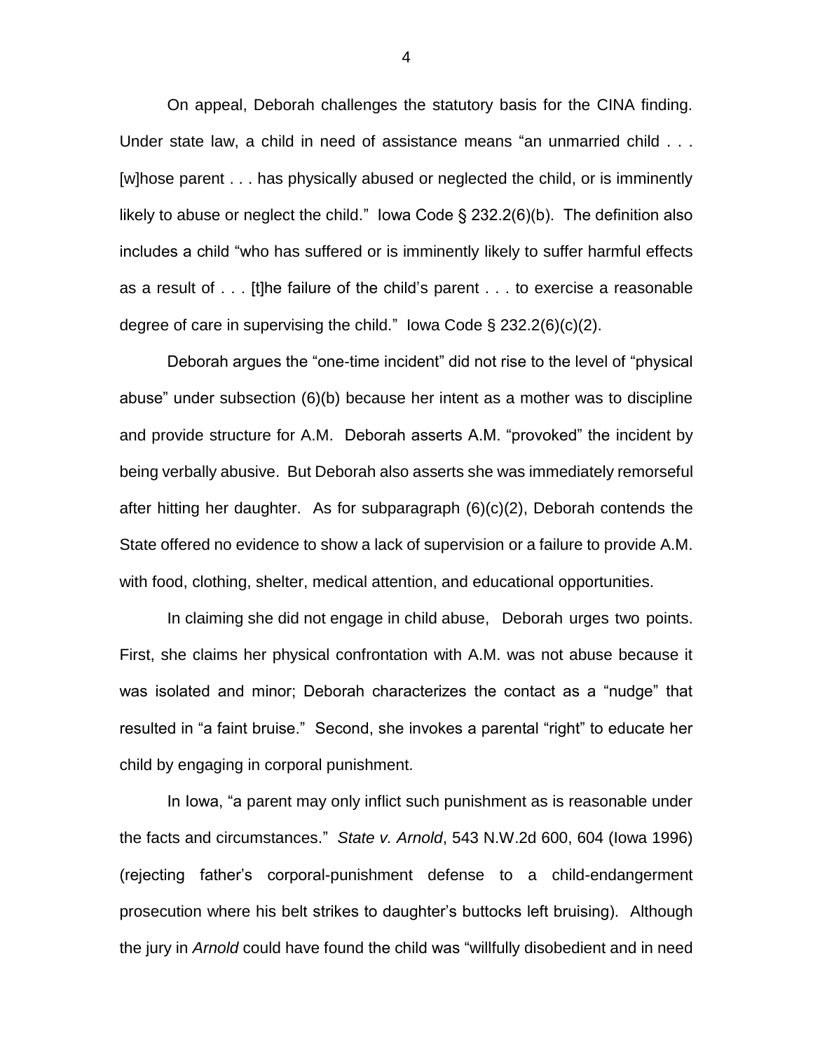On appeal, Deborah challenges the statutory basis for the CINA finding. Under state law, a child in need of assistance means "an unmarried child . . . [w]hose parent . . . has physically abused or neglected the child, or is imminently likely to abuse or neglect the child." Iowa Code § 232.2(6)(b). The definition also includes a child "who has suffered or is imminently likely to suffer harmful effects as a result of . . . [t]he failure of the child's parent . . . to exercise a reasonable degree of care in supervising the child." Iowa Code § 232.2(6)(c)(2).

Deborah argues the "one-time incident" did not rise to the level of "physical abuse" under subsection (6)(b) because her intent as a mother was to discipline and provide structure for A.M. Deborah asserts A.M. "provoked" the incident by being verbally abusive. But Deborah also asserts she was immediately remorseful after hitting her daughter. As for subparagraph (6)(c)(2), Deborah contends the State offered no evidence to show a lack of supervision or a failure to provide A.M. with food, clothing, shelter, medical attention, and educational opportunities.

In claiming she did not engage in child abuse, Deborah urges two points. First, she claims her physical confrontation with A.M. was not abuse because it was isolated and minor; Deborah characterizes the contact as a "nudge" that resulted in "a faint bruise." Second, she invokes a parental "right" to educate her child by engaging in corporal punishment.

In Iowa, "a parent may only inflict such punishment as is reasonable under the facts and circumstances." *State v. Arnold*, 543 N.W.2d 600, 604 (Iowa 1996) (rejecting father's corporal-punishment defense to a child-endangerment prosecution where his belt strikes to daughter's buttocks left bruising). Although the jury in *Arnold* could have found the child was "willfully disobedient and in need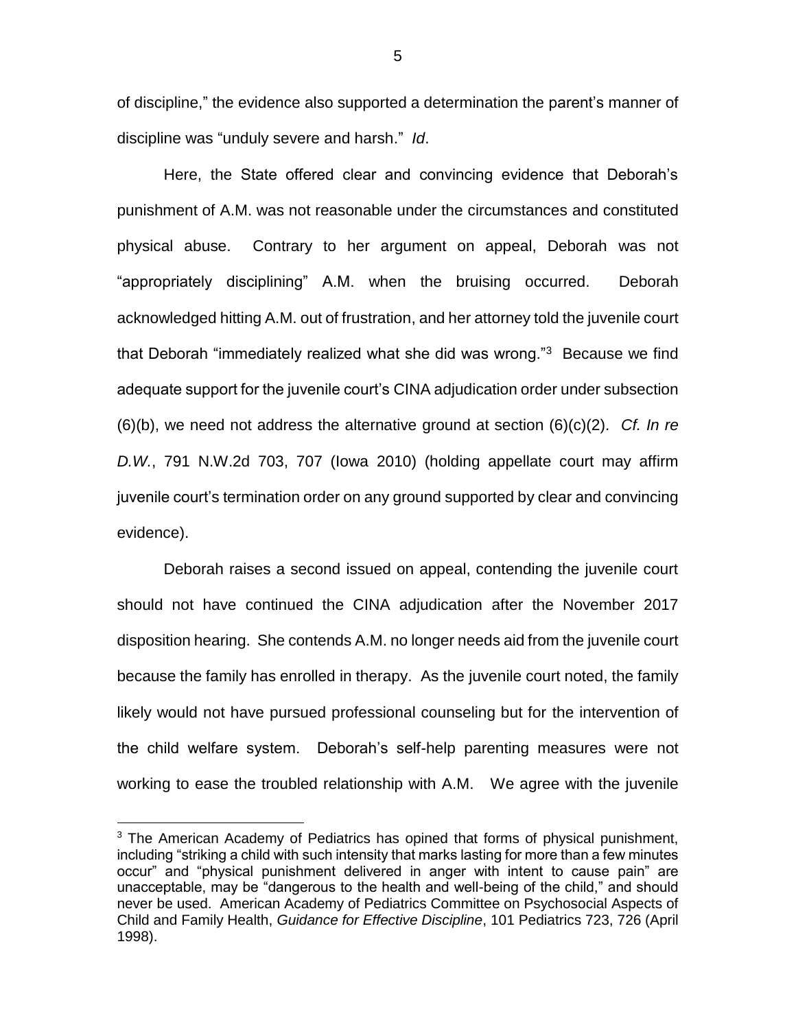of discipline," the evidence also supported a determination the parent's manner of discipline was "unduly severe and harsh." *Id*.

Here, the State offered clear and convincing evidence that Deborah's punishment of A.M. was not reasonable under the circumstances and constituted physical abuse. Contrary to her argument on appeal, Deborah was not "appropriately disciplining" A.M. when the bruising occurred. Deborah acknowledged hitting A.M. out of frustration, and her attorney told the juvenile court that Deborah "immediately realized what she did was wrong."[3] Because we find adequate support for the juvenile court's CINA adjudication order under subsection (6)(b), we need not address the alternative ground at section (6)(c)(2). *Cf. In re D.W.*, 791 N.W.2d 703, 707 (Iowa 2010) (holding appellate court may affirm juvenile court's termination order on any ground supported by clear and convincing evidence).

Deborah raises a second issued on appeal, contending the juvenile court should not have continued the CINA adjudication after the November 2017 disposition hearing. She contends A.M. no longer needs aid from the juvenile court because the family has enrolled in therapy. As the juvenile court noted, the family likely would not have pursued professional counseling but for the intervention of the child welfare system. Deborah's self-help parenting measures were not working to ease the troubled relationship with A.M. We agree with the juvenile

[3] The American Academy of Pediatrics has opined that forms of physical punishment, including "striking a child with such intensity that marks lasting for more than a few minutes occur" and "physical punishment delivered in anger with intent to cause pain" are unacceptable, may be "dangerous to the health and well-being of the child," and should never be used. American Academy of Pediatrics Committee on Psychosocial Aspects of Child and Family Health, *Guidance for Effective Discipline*, 101 Pediatrics 723, 726 (April 1998).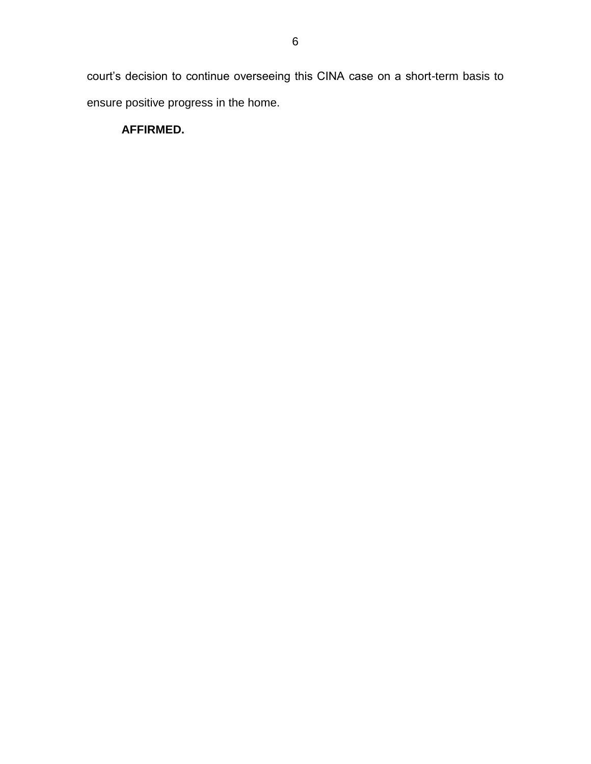court’s decision to continue overseeing this CINA case on a short-term basis to ensure positive progress in the home.

**AFFIRMED.**